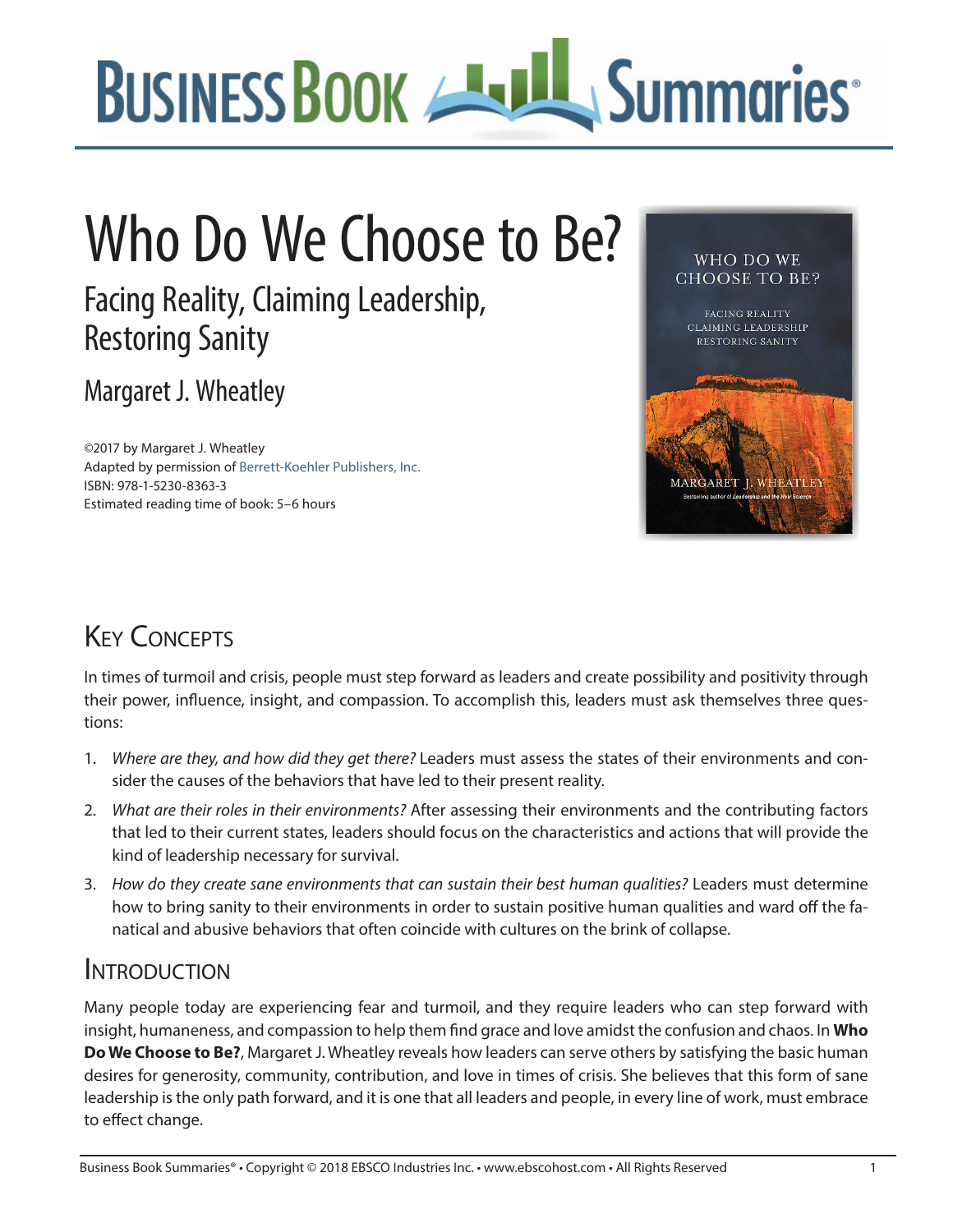# Who Do We Choose to Be?

## Facing Reality, Claiming Leadership, Restoring Sanity

### Margaret J. Wheatley

©2017 by Margaret J. Wheatley
Adapted by permission of Berrett-Koehler Publishers, Inc.
ISBN: 978-1-5230-8363-3
Estimated reading time of book: 5–6 hours

## Key Concepts

In times of turmoil and crisis, people must step forward as leaders and create possibility and positivity through their power, influence, insight, and compassion. To accomplish this, leaders must ask themselves three questions:

1. *Where are they, and how did they get there?* Leaders must assess the states of their environments and consider the causes of the behaviors that have led to their present reality.
2. *What are their roles in their environments?* After assessing their environments and the contributing factors that led to their current states, leaders should focus on the characteristics and actions that will provide the kind of leadership necessary for survival.
3. *How do they create sane environments that can sustain their best human qualities?* Leaders must determine how to bring sanity to their environments in order to sustain positive human qualities and ward off the fanatical and abusive behaviors that often coincide with cultures on the brink of collapse.

## Introduction

Many people today are experiencing fear and turmoil, and they require leaders who can step forward with insight, humaneness, and compassion to help them find grace and love amidst the confusion and chaos. In **Who Do We Choose to Be?**, Margaret J. Wheatley reveals how leaders can serve others by satisfying the basic human desires for generosity, community, contribution, and love in times of crisis. She believes that this form of sane leadership is the only path forward, and it is one that all leaders and people, in every line of work, must embrace to effect change.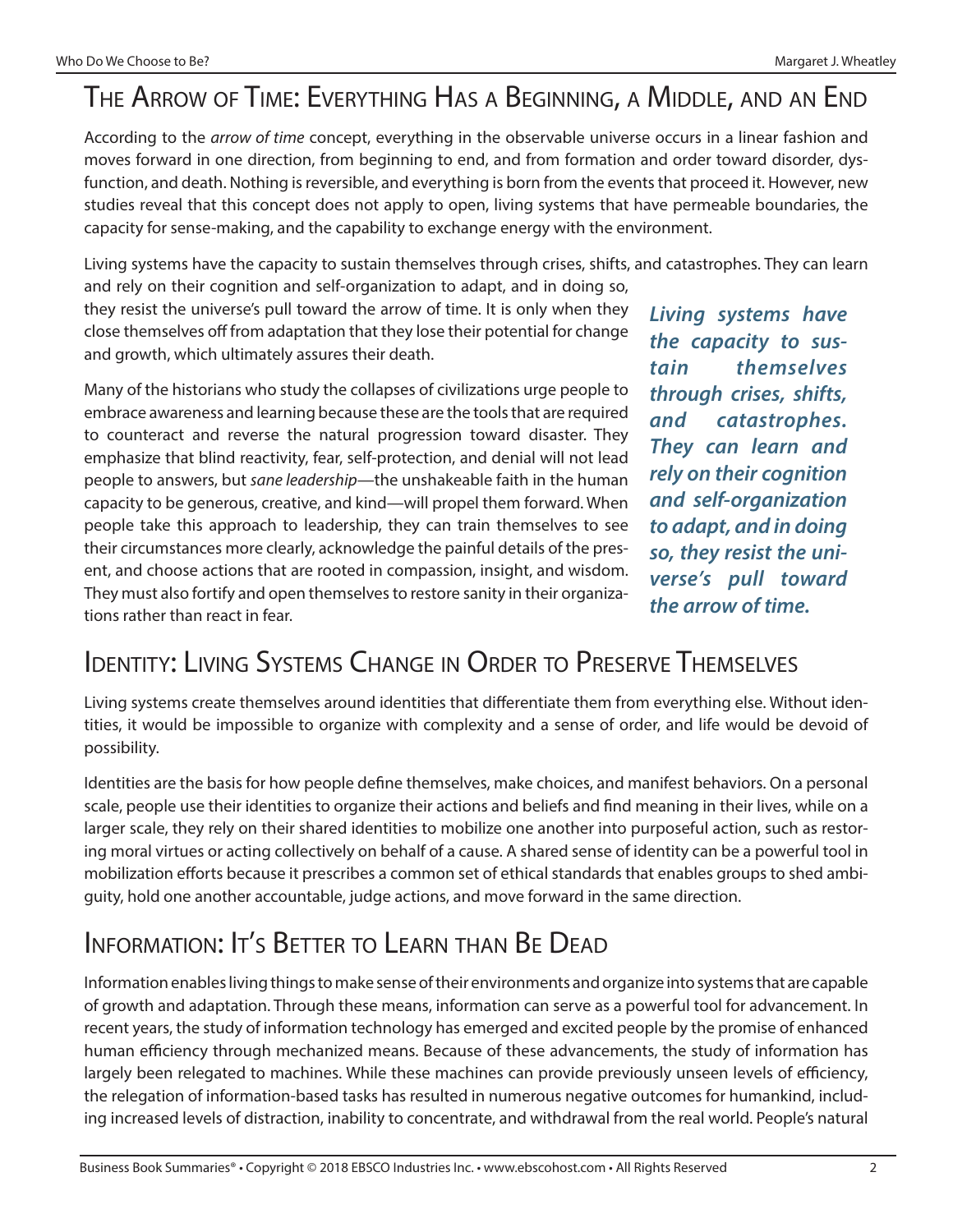## The Arrow of Time: Everything Has a Beginning, a Middle, and an End

According to the *arrow of time* concept, everything in the observable universe occurs in a linear fashion and moves forward in one direction, from beginning to end, and from formation and order toward disorder, dysfunction, and death. Nothing is reversible, and everything is born from the events that proceed it. However, new studies reveal that this concept does not apply to open, living systems that have permeable boundaries, the capacity for sense-making, and the capability to exchange energy with the environment.

Living systems have the capacity to sustain themselves through crises, shifts, and catastrophes. They can learn and rely on their cognition and self-organization to adapt, and in doing so, they resist the universe's pull toward the arrow of time. It is only when they close themselves off from adaptation that they lose their potential for change and growth, which ultimately assures their death.

***Living systems have the capacity to sustain themselves through crises, shifts, and catastrophes. They can learn and rely on their cognition and self-organization to adapt, and in doing so, they resist the universe's pull toward the arrow of time.***

Many of the historians who study the collapses of civilizations urge people to embrace awareness and learning because these are the tools that are required to counteract and reverse the natural progression toward disaster. They emphasize that blind reactivity, fear, self-protection, and denial will not lead people to answers, but *sane leadership*—the unshakeable faith in the human capacity to be generous, creative, and kind—will propel them forward. When people take this approach to leadership, they can train themselves to see their circumstances more clearly, acknowledge the painful details of the present, and choose actions that are rooted in compassion, insight, and wisdom. They must also fortify and open themselves to restore sanity in their organizations rather than react in fear.

## Identity: Living Systems Change in Order to Preserve Themselves

Living systems create themselves around identities that differentiate them from everything else. Without identities, it would be impossible to organize with complexity and a sense of order, and life would be devoid of possibility.

Identities are the basis for how people define themselves, make choices, and manifest behaviors. On a personal scale, people use their identities to organize their actions and beliefs and find meaning in their lives, while on a larger scale, they rely on their shared identities to mobilize one another into purposeful action, such as restoring moral virtues or acting collectively on behalf of a cause. A shared sense of identity can be a powerful tool in mobilization efforts because it prescribes a common set of ethical standards that enables groups to shed ambiguity, hold one another accountable, judge actions, and move forward in the same direction.

## Information: It's Better to Learn than Be Dead

Information enables living things to make sense of their environments and organize into systems that are capable of growth and adaptation. Through these means, information can serve as a powerful tool for advancement. In recent years, the study of information technology has emerged and excited people by the promise of enhanced human efficiency through mechanized means. Because of these advancements, the study of information has largely been relegated to machines. While these machines can provide previously unseen levels of efficiency, the relegation of information-based tasks has resulted in numerous negative outcomes for humankind, including increased levels of distraction, inability to concentrate, and withdrawal from the real world. People's natural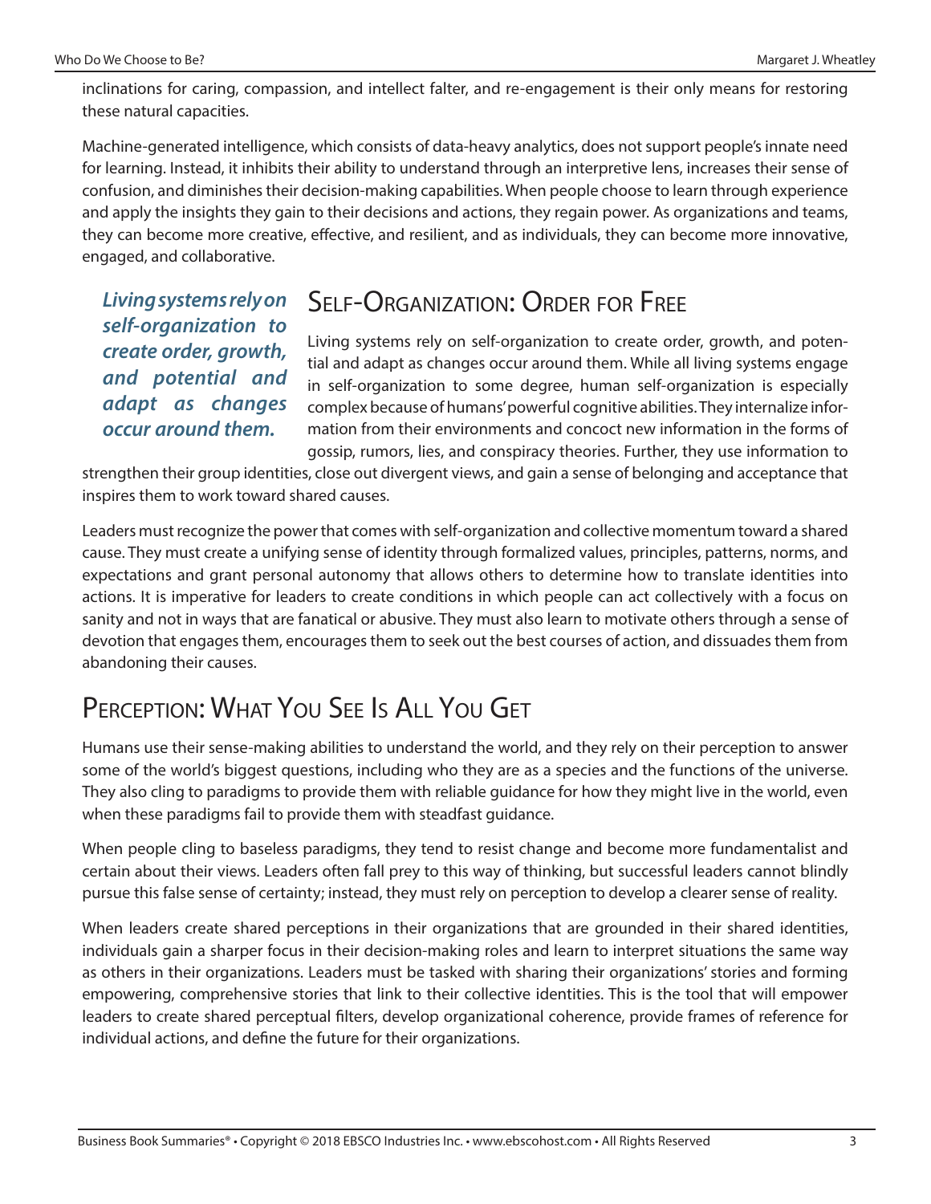inclinations for caring, compassion, and intellect falter, and re-engagement is their only means for restoring these natural capacities.

Machine-generated intelligence, which consists of data-heavy analytics, does not support people's innate need for learning. Instead, it inhibits their ability to understand through an interpretive lens, increases their sense of confusion, and diminishes their decision-making capabilities. When people choose to learn through experience and apply the insights they gain to their decisions and actions, they regain power. As organizations and teams, they can become more creative, effective, and resilient, and as individuals, they can become more innovative, engaged, and collaborative.

## Self-Organization: Order for Free

***Living systems rely on self-organization to create order, growth, and potential and adapt as changes occur around them.***

Living systems rely on self-organization to create order, growth, and potential and adapt as changes occur around them. While all living systems engage in self-organization to some degree, human self-organization is especially complex because of humans' powerful cognitive abilities. They internalize information from their environments and concoct new information in the forms of gossip, rumors, lies, and conspiracy theories. Further, they use information to strengthen their group identities, close out divergent views, and gain a sense of belonging and acceptance that inspires them to work toward shared causes.

Leaders must recognize the power that comes with self-organization and collective momentum toward a shared cause. They must create a unifying sense of identity through formalized values, principles, patterns, norms, and expectations and grant personal autonomy that allows others to determine how to translate identities into actions. It is imperative for leaders to create conditions in which people can act collectively with a focus on sanity and not in ways that are fanatical or abusive. They must also learn to motivate others through a sense of devotion that engages them, encourages them to seek out the best courses of action, and dissuades them from abandoning their causes.

## Perception: What You See Is All You Get

Humans use their sense-making abilities to understand the world, and they rely on their perception to answer some of the world's biggest questions, including who they are as a species and the functions of the universe. They also cling to paradigms to provide them with reliable guidance for how they might live in the world, even when these paradigms fail to provide them with steadfast guidance.

When people cling to baseless paradigms, they tend to resist change and become more fundamentalist and certain about their views. Leaders often fall prey to this way of thinking, but successful leaders cannot blindly pursue this false sense of certainty; instead, they must rely on perception to develop a clearer sense of reality.

When leaders create shared perceptions in their organizations that are grounded in their shared identities, individuals gain a sharper focus in their decision-making roles and learn to interpret situations the same way as others in their organizations. Leaders must be tasked with sharing their organizations' stories and forming empowering, comprehensive stories that link to their collective identities. This is the tool that will empower leaders to create shared perceptual filters, develop organizational coherence, provide frames of reference for individual actions, and define the future for their organizations.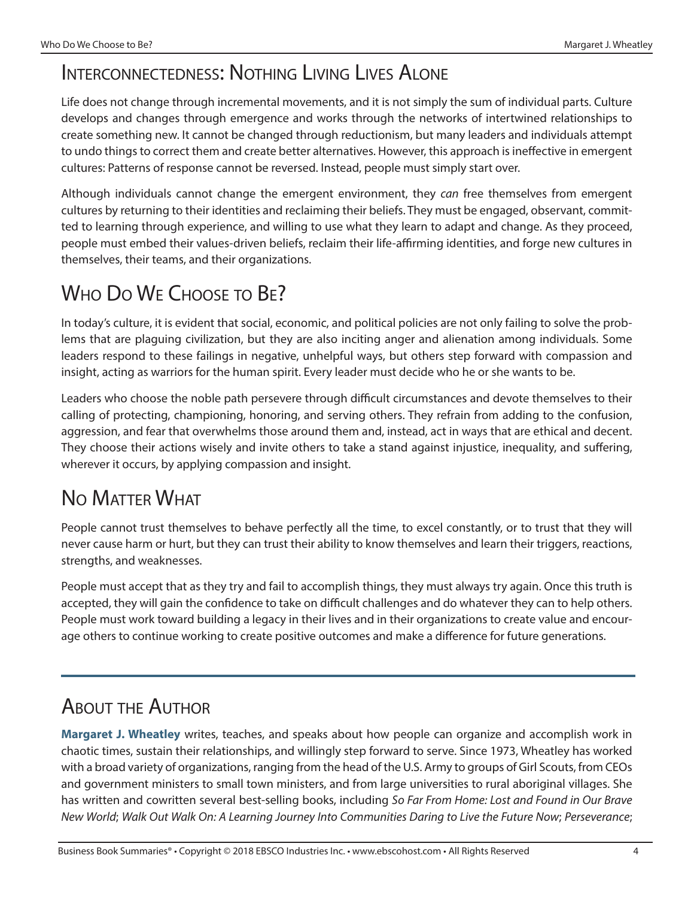## Interconnectedness: Nothing Living Lives Alone

Life does not change through incremental movements, and it is not simply the sum of individual parts. Culture develops and changes through emergence and works through the networks of intertwined relationships to create something new. It cannot be changed through reductionism, but many leaders and individuals attempt to undo things to correct them and create better alternatives. However, this approach is ineffective in emergent cultures: Patterns of response cannot be reversed. Instead, people must simply start over.

Although individuals cannot change the emergent environment, they *can* free themselves from emergent cultures by returning to their identities and reclaiming their beliefs. They must be engaged, observant, committed to learning through experience, and willing to use what they learn to adapt and change. As they proceed, people must embed their values-driven beliefs, reclaim their life-affirming identities, and forge new cultures in themselves, their teams, and their organizations.

## Who Do We Choose to Be?

In today's culture, it is evident that social, economic, and political policies are not only failing to solve the problems that are plaguing civilization, but they are also inciting anger and alienation among individuals. Some leaders respond to these failings in negative, unhelpful ways, but others step forward with compassion and insight, acting as warriors for the human spirit. Every leader must decide who he or she wants to be.

Leaders who choose the noble path persevere through difficult circumstances and devote themselves to their calling of protecting, championing, honoring, and serving others. They refrain from adding to the confusion, aggression, and fear that overwhelms those around them and, instead, act in ways that are ethical and decent. They choose their actions wisely and invite others to take a stand against injustice, inequality, and suffering, wherever it occurs, by applying compassion and insight.

## No Matter What

People cannot trust themselves to behave perfectly all the time, to excel constantly, or to trust that they will never cause harm or hurt, but they can trust their ability to know themselves and learn their triggers, reactions, strengths, and weaknesses.

People must accept that as they try and fail to accomplish things, they must always try again. Once this truth is accepted, they will gain the confidence to take on difficult challenges and do whatever they can to help others. People must work toward building a legacy in their lives and in their organizations to create value and encourage others to continue working to create positive outcomes and make a difference for future generations.

---

## About the Author

**Margaret J. Wheatley** writes, teaches, and speaks about how people can organize and accomplish work in chaotic times, sustain their relationships, and willingly step forward to serve. Since 1973, Wheatley has worked with a broad variety of organizations, ranging from the head of the U.S. Army to groups of Girl Scouts, from CEOs and government ministers to small town ministers, and from large universities to rural aboriginal villages. She has written and cowritten several best-selling books, including *So Far From Home: Lost and Found in Our Brave New World*; *Walk Out Walk On: A Learning Journey Into Communities Daring to Live the Future Now*; *Perseverance*;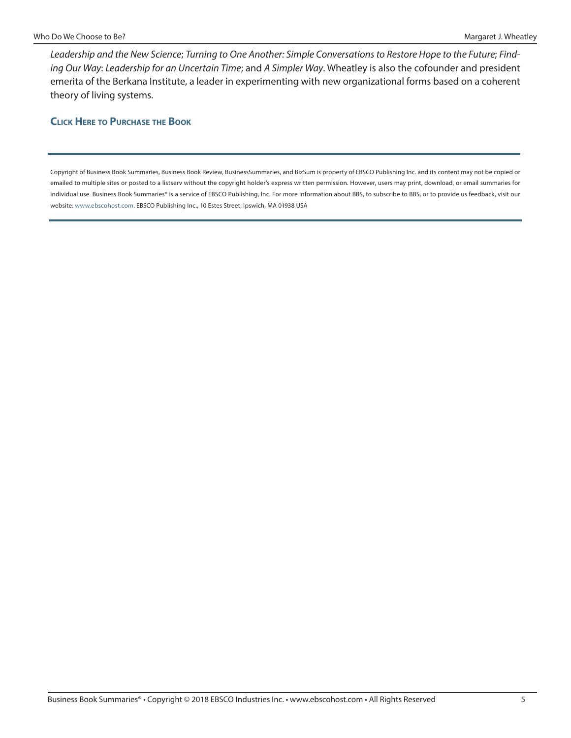*Leadership and the New Science*; *Turning to One Another: Simple Conversations to Restore Hope to the Future*; *Finding Our Way*: *Leadership for an Uncertain Time*; and *A Simpler Way*. Wheatley is also the cofounder and president emerita of the Berkana Institute, a leader in experimenting with new organizational forms based on a coherent theory of living systems.

**Click Here to Purchase the Book**

---

Copyright of Business Book Summaries, Business Book Review, BusinessSummaries, and BizSum is property of EBSCO Publishing Inc. and its content may not be copied or emailed to multiple sites or posted to a listserv without the copyright holder's express written permission. However, users may print, download, or email summaries for individual use. Business Book Summaries® is a service of EBSCO Publishing, Inc. For more information about BBS, to subscribe to BBS, or to provide us feedback, visit our website: www.ebscohost.com. EBSCO Publishing Inc., 10 Estes Street, Ipswich, MA 01938 USA

---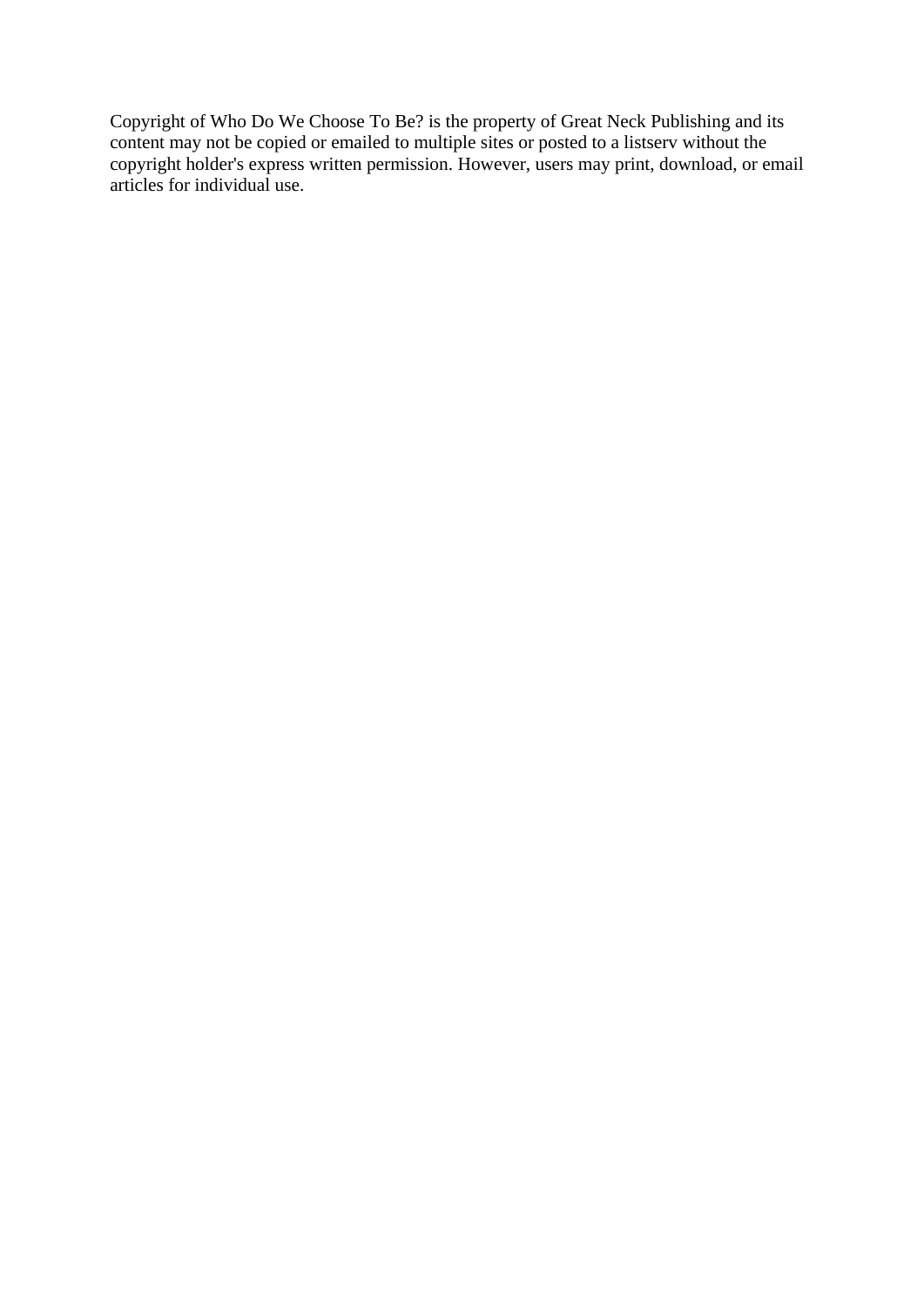Copyright of Who Do We Choose To Be? is the property of Great Neck Publishing and its content may not be copied or emailed to multiple sites or posted to a listserv without the copyright holder's express written permission. However, users may print, download, or email articles for individual use.